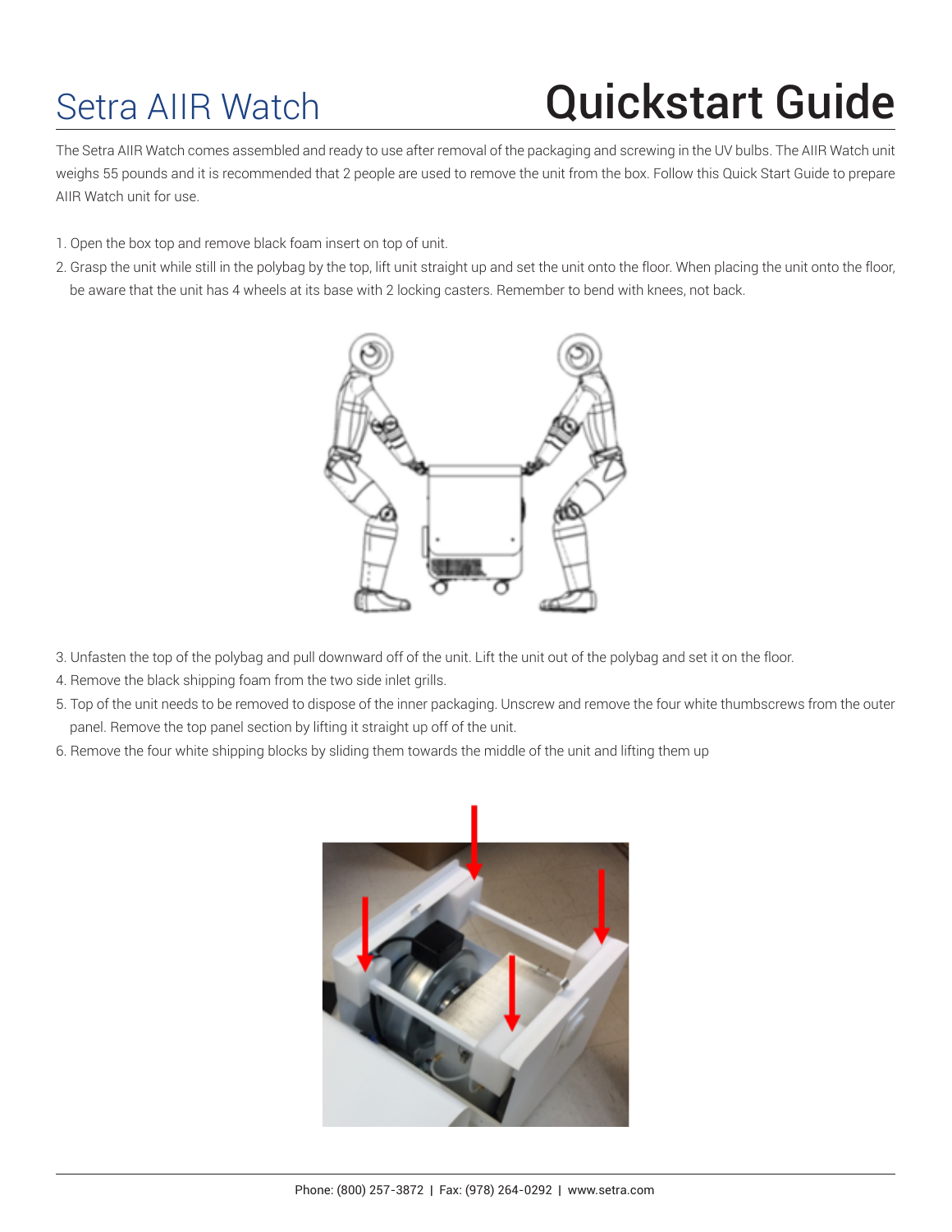# Setra AIIR Watch — Quickstart Guide

The Setra AIIR Watch comes assembled and ready to use after removal of the packaging and screwing in the UV bulbs. The AIIR Watch unit weighs 55 pounds and it is recommended that 2 people are used to remove the unit from the box. Follow this Quick Start Guide to prepare AIIR Watch unit for use.

1. Open the box top and remove black foam insert on top of unit.
2. Grasp the unit while still in the polybag by the top, lift unit straight up and set the unit onto the floor. When placing the unit onto the floor, be aware that the unit has 4 wheels at its base with 2 locking casters. Remember to bend with knees, not back.
3. Unfasten the top of the polybag and pull downward off of the unit. Lift the unit out of the polybag and set it on the floor.
4. Remove the black shipping foam from the two side inlet grills.
5. Top of the unit needs to be removed to dispose of the inner packaging. Unscrew and remove the four white thumbscrews from the outer panel. Remove the top panel section by lifting it straight up off of the unit.
6. Remove the four white shipping blocks by sliding them towards the middle of the unit and lifting them up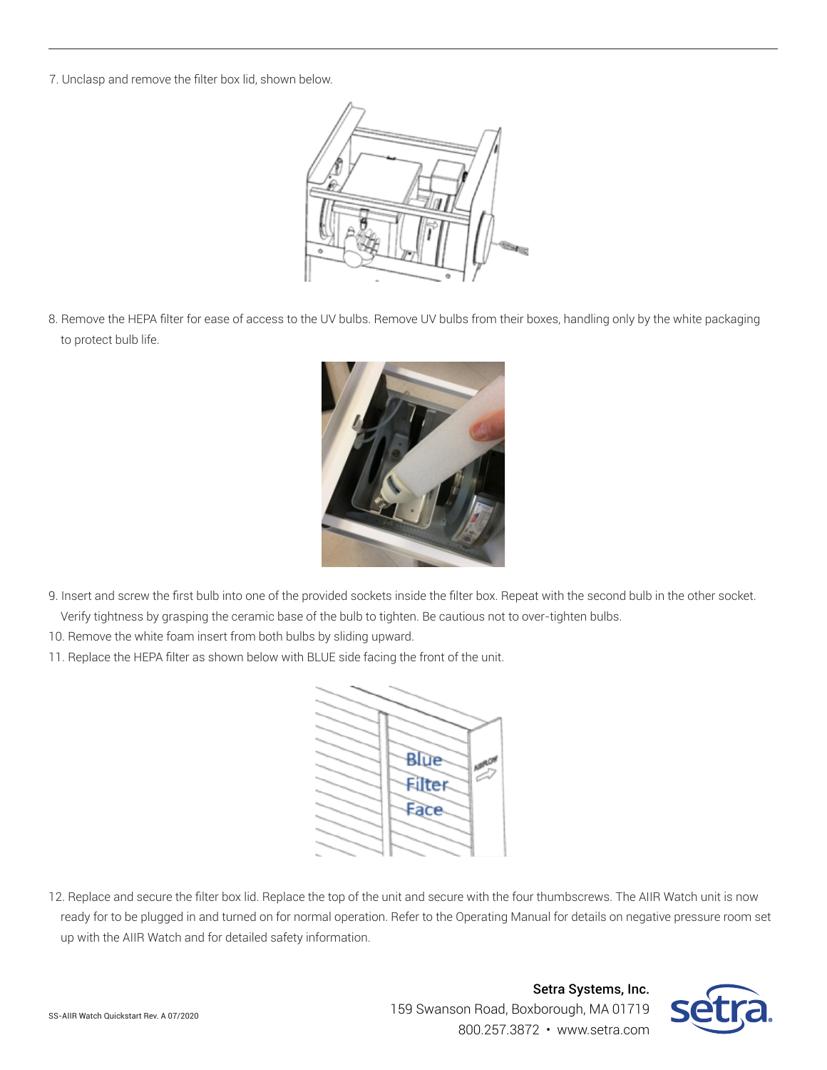7. Unclasp and remove the filter box lid, shown below.

8. Remove the HEPA filter for ease of access to the UV bulbs. Remove UV bulbs from their boxes, handling only by the white packaging to protect bulb life.

9. Insert and screw the first bulb into one of the provided sockets inside the filter box. Repeat with the second bulb in the other socket. Verify tightness by grasping the ceramic base of the bulb to tighten. Be cautious not to over-tighten bulbs.
10. Remove the white foam insert from both bulbs by sliding upward.
11. Replace the HEPA filter as shown below with BLUE side facing the front of the unit.

12. Replace and secure the filter box lid. Replace the top of the unit and secure with the four thumbscrews. The AIIR Watch unit is now ready for to be plugged in and turned on for normal operation. Refer to the Operating Manual for details on negative pressure room set up with the AIIR Watch and for detailed safety information.

SS-AIIR Watch Quickstart Rev. A 07/2020

**Setra Systems, Inc.**
159 Swanson Road, Boxborough, MA 01719
800.257.3872 • www.setra.com